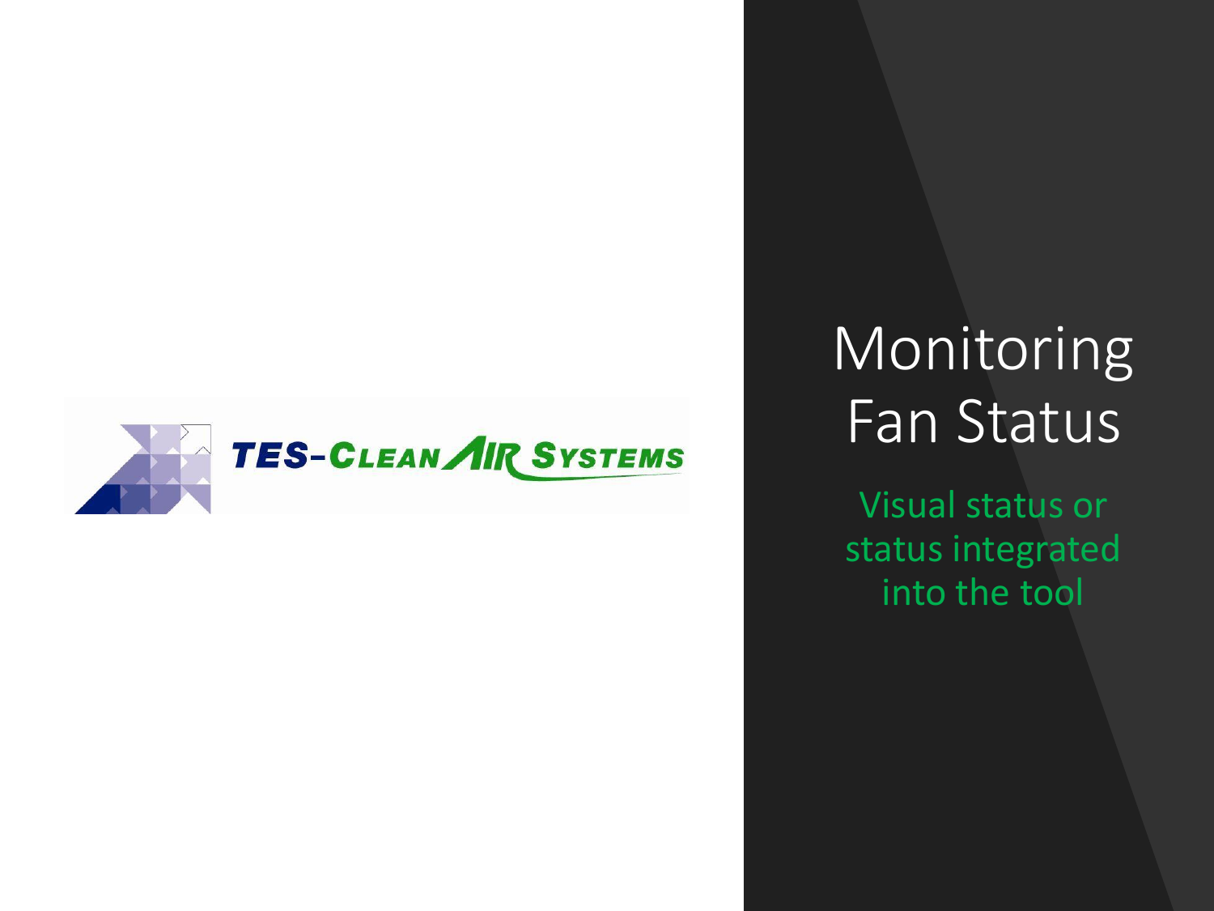TES-CLEAN AIR SYSTEMS

# Monitoring Fan Status

Visual status or status integrated into the tool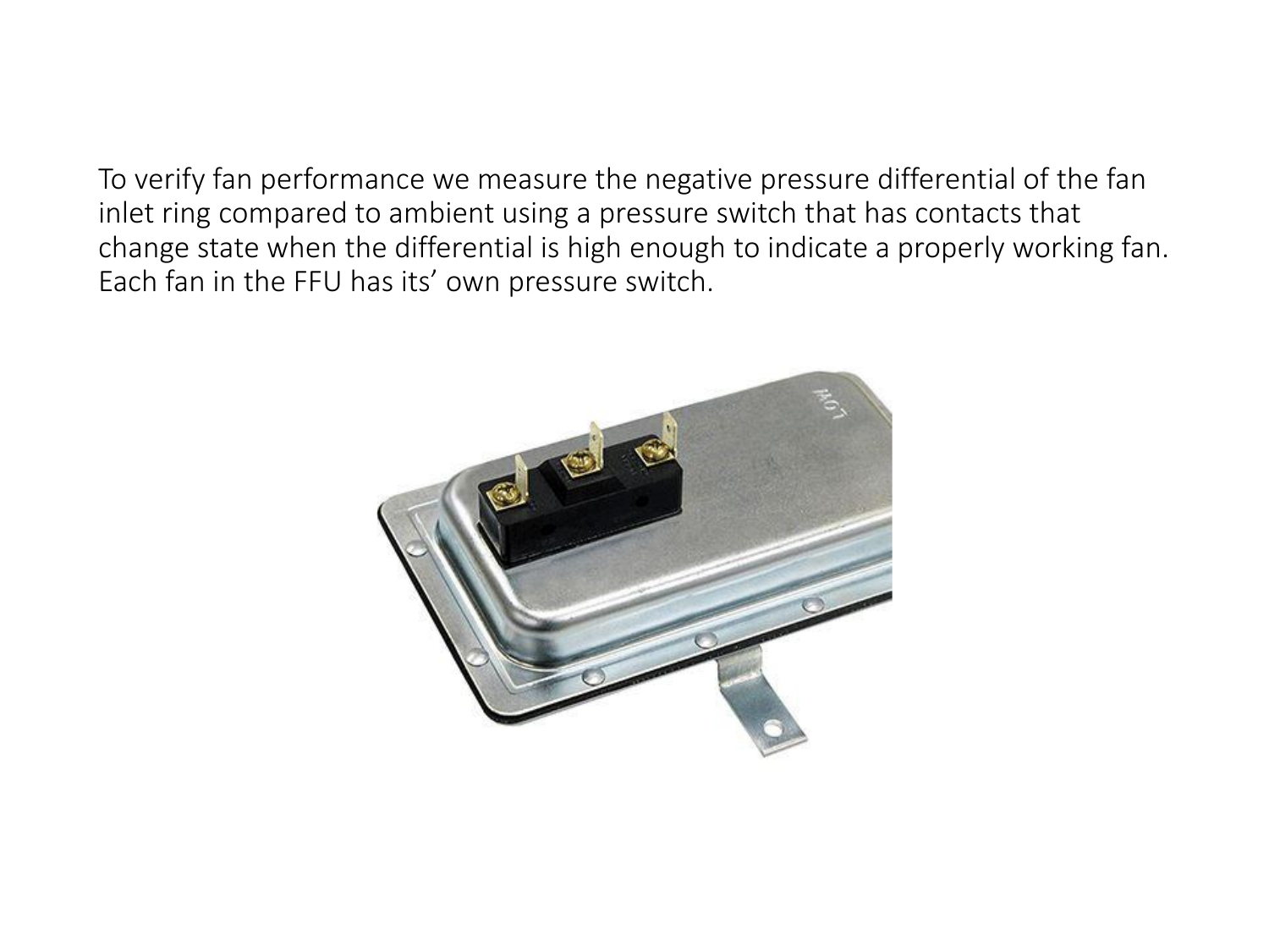To verify fan performance we measure the negative pressure differential of the fan inlet ring compared to ambient using a pressure switch that has contacts that change state when the differential is high enough to indicate a properly working fan. Each fan in the FFU has its' own pressure switch.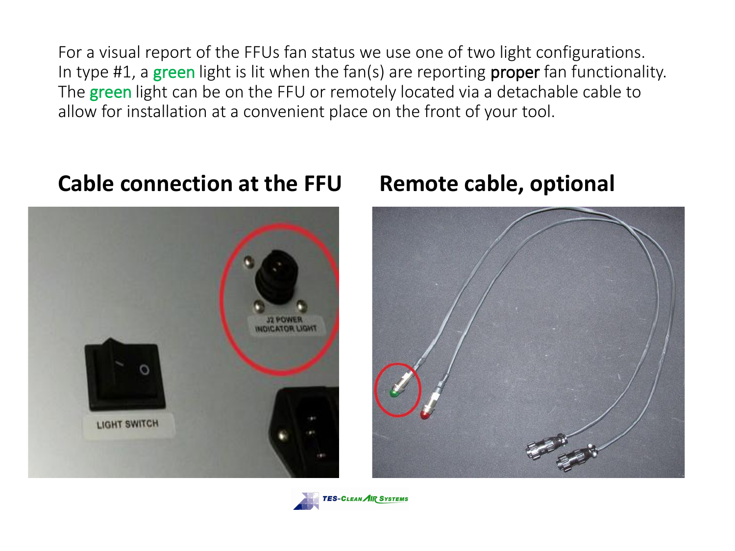For a visual report of the FFUs fan status we use one of two light configurations. In type #1, a green light is lit when the fan(s) are reporting proper fan functionality. The green light can be on the FFU or remotely located via a detachable cable to allow for installation at a convenient place on the front of your tool.

## Cable connection at the FFU

J2 POWER INDICATOR LIGHT

LIGHT SWITCH

## Remote cable, optional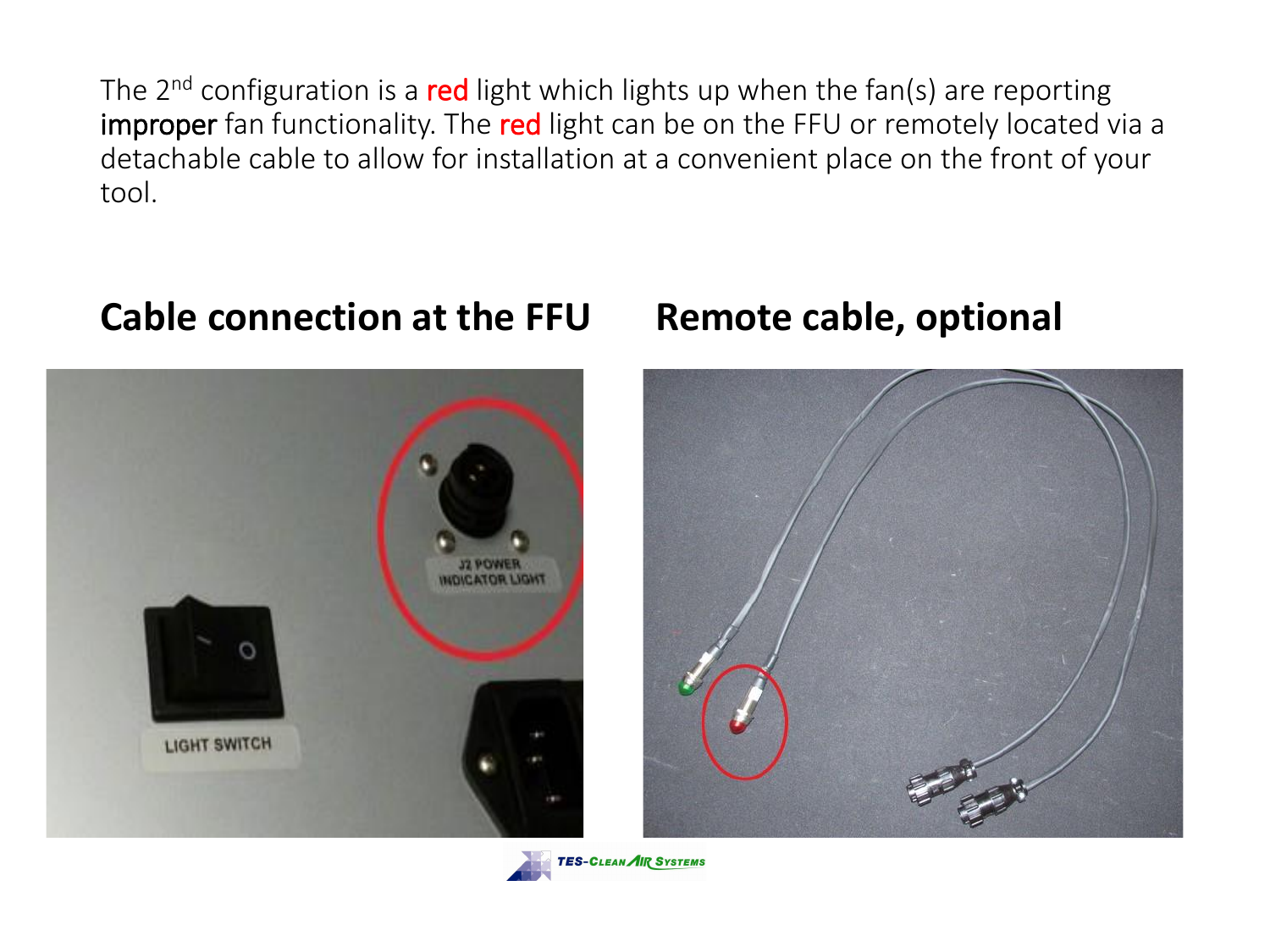The 2nd configuration is a red light which lights up when the fan(s) are reporting improper fan functionality. The red light can be on the FFU or remotely located via a detachable cable to allow for installation at a convenient place on the front of your tool.

## Cable connection at the FFU

## Remote cable, optional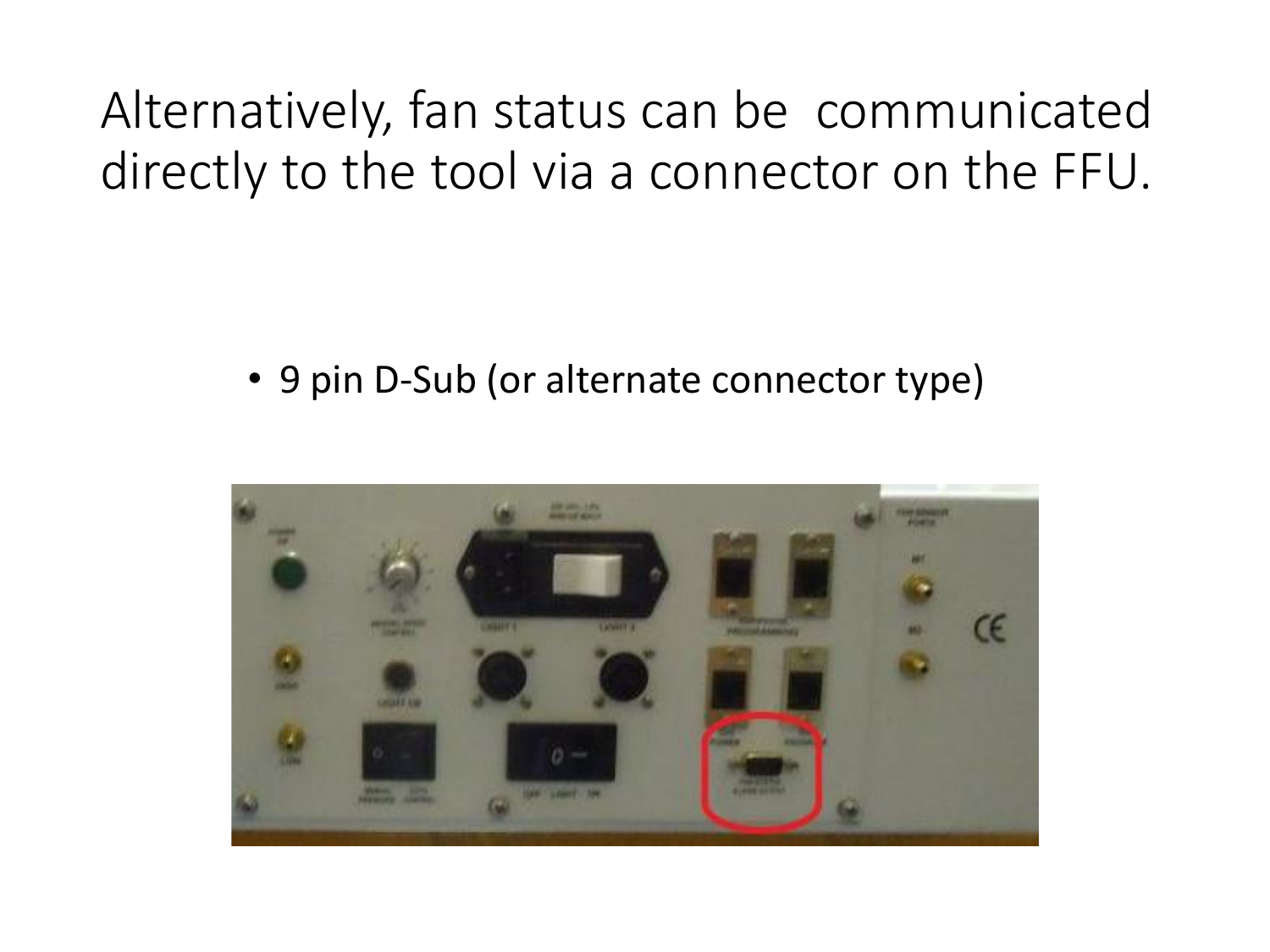# Alternatively, fan status can be communicated directly to the tool via a connector on the FFU.

- 9 pin D-Sub (or alternate connector type)